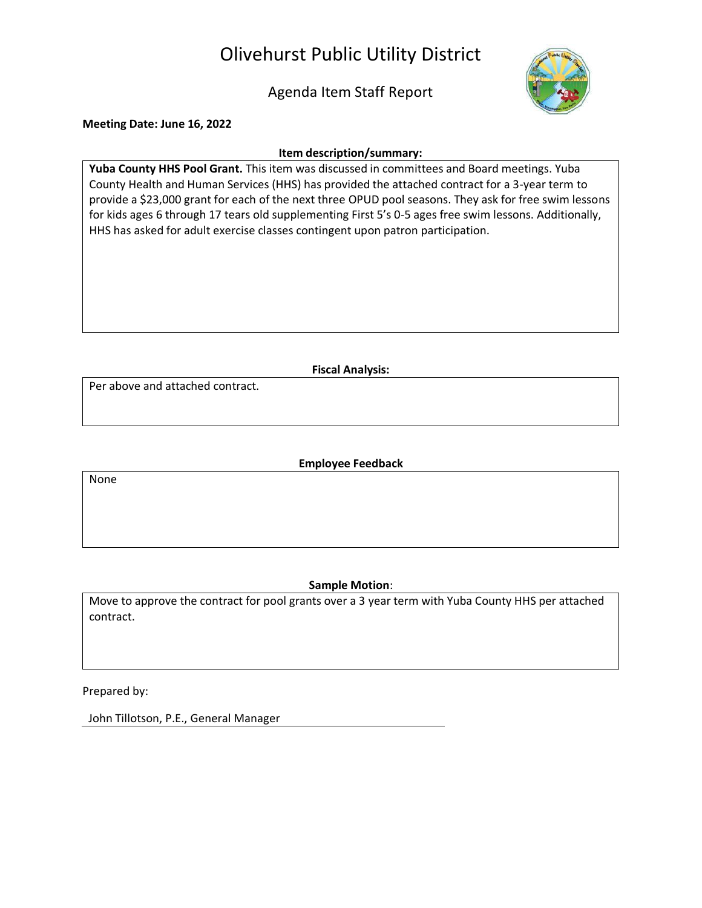# Olivehurst Public Utility District

## Agenda Item Staff Report

**Meeting Date: June 16, 2022**

**Item description/summary:**

**Yuba County HHS Pool Grant.** This item was discussed in committees and Board meetings. Yuba County Health and Human Services (HHS) has provided the attached contract for a 3-year term to provide a $23,000 grant for each of the next three OPUD pool seasons. They ask for free swim lessons for kids ages 6 through 17 tears old supplementing First 5's 0-5 ages free swim lessons. Additionally, HHS has asked for adult exercise classes contingent upon patron participation.

**Fiscal Analysis:**

Per above and attached contract.

**Employee Feedback**

None

**Sample Motion**:

Move to approve the contract for pool grants over a 3 year term with Yuba County HHS per attached contract.

Prepared by:

John Tillotson, P.E., General Manager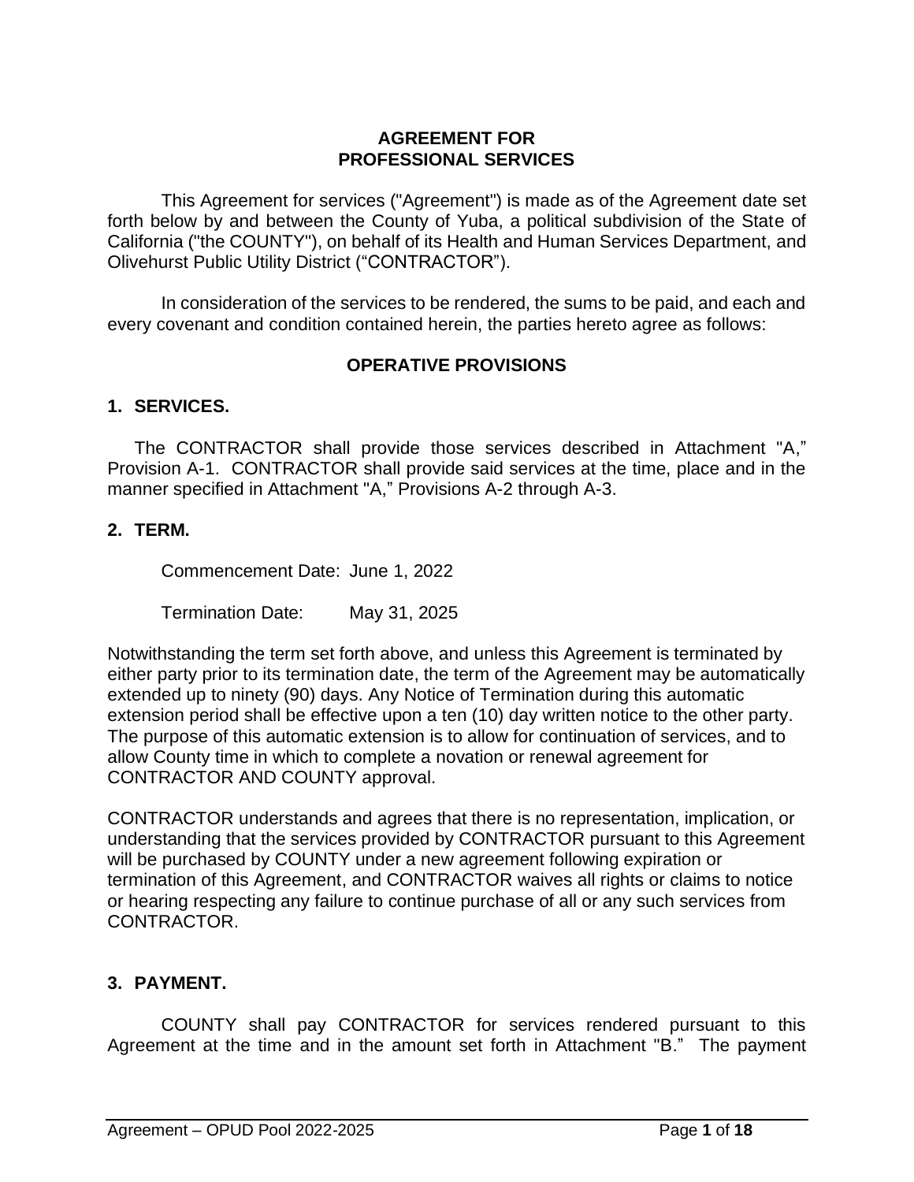**AGREEMENT FOR**
**PROFESSIONAL SERVICES**

This Agreement for services ("Agreement") is made as of the Agreement date set forth below by and between the County of Yuba, a political subdivision of the State of California ("the COUNTY"), on behalf of its Health and Human Services Department, and Olivehurst Public Utility District ("CONTRACTOR").

In consideration of the services to be rendered, the sums to be paid, and each and every covenant and condition contained herein, the parties hereto agree as follows:

## OPERATIVE PROVISIONS

### 1. SERVICES.

The CONTRACTOR shall provide those services described in Attachment "A," Provision A-1. CONTRACTOR shall provide said services at the time, place and in the manner specified in Attachment "A," Provisions A-2 through A-3.

### 2. TERM.

Commencement Date: June 1, 2022

Termination Date: May 31, 2025

Notwithstanding the term set forth above, and unless this Agreement is terminated by either party prior to its termination date, the term of the Agreement may be automatically extended up to ninety (90) days. Any Notice of Termination during this automatic extension period shall be effective upon a ten (10) day written notice to the other party. The purpose of this automatic extension is to allow for continuation of services, and to allow County time in which to complete a novation or renewal agreement for CONTRACTOR AND COUNTY approval.

CONTRACTOR understands and agrees that there is no representation, implication, or understanding that the services provided by CONTRACTOR pursuant to this Agreement will be purchased by COUNTY under a new agreement following expiration or termination of this Agreement, and CONTRACTOR waives all rights or claims to notice or hearing respecting any failure to continue purchase of all or any such services from CONTRACTOR.

### 3. PAYMENT.

COUNTY shall pay CONTRACTOR for services rendered pursuant to this Agreement at the time and in the amount set forth in Attachment "B." The payment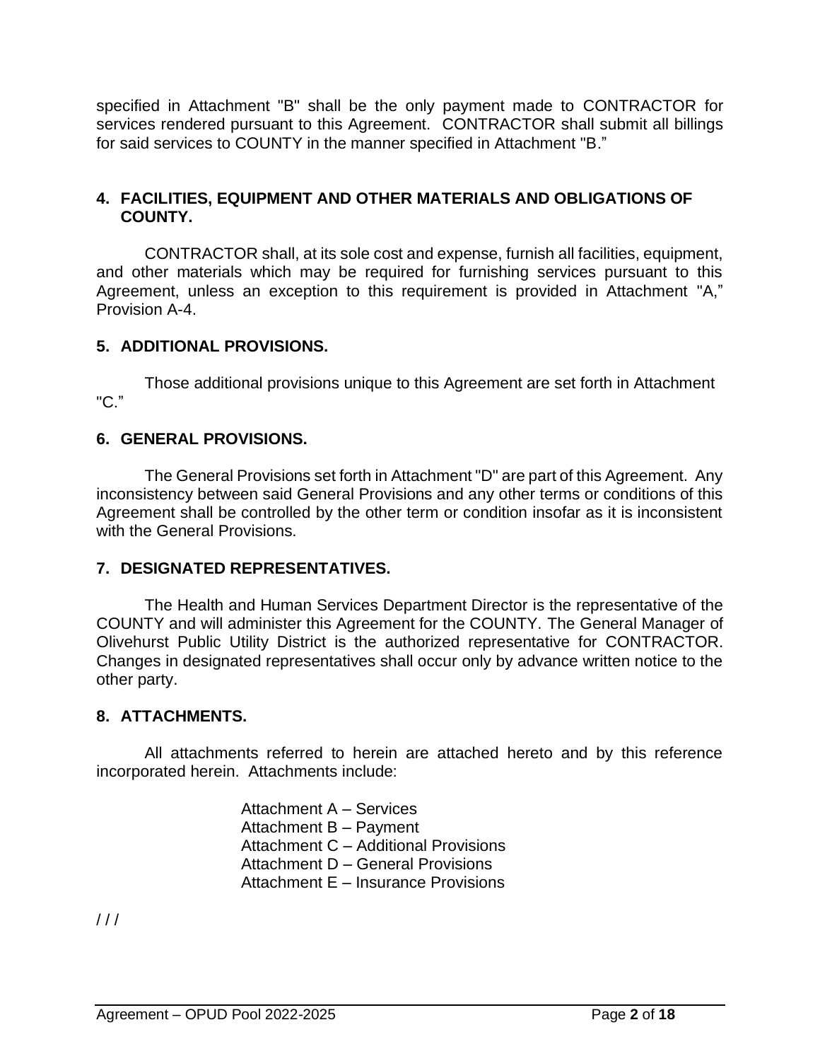specified in Attachment "B" shall be the only payment made to CONTRACTOR for services rendered pursuant to this Agreement. CONTRACTOR shall submit all billings for said services to COUNTY in the manner specified in Attachment "B."

**4. FACILITIES, EQUIPMENT AND OTHER MATERIALS AND OBLIGATIONS OF COUNTY.**

CONTRACTOR shall, at its sole cost and expense, furnish all facilities, equipment, and other materials which may be required for furnishing services pursuant to this Agreement, unless an exception to this requirement is provided in Attachment "A," Provision A-4.

**5. ADDITIONAL PROVISIONS.**

Those additional provisions unique to this Agreement are set forth in Attachment "C."

**6. GENERAL PROVISIONS.**

The General Provisions set forth in Attachment "D" are part of this Agreement. Any inconsistency between said General Provisions and any other terms or conditions of this Agreement shall be controlled by the other term or condition insofar as it is inconsistent with the General Provisions.

**7. DESIGNATED REPRESENTATIVES.**

The Health and Human Services Department Director is the representative of the COUNTY and will administer this Agreement for the COUNTY. The General Manager of Olivehurst Public Utility District is the authorized representative for CONTRACTOR. Changes in designated representatives shall occur only by advance written notice to the other party.

**8. ATTACHMENTS.**

All attachments referred to herein are attached hereto and by this reference incorporated herein. Attachments include:

Attachment A – Services
Attachment B – Payment
Attachment C – Additional Provisions
Attachment D – General Provisions
Attachment E – Insurance Provisions

/ / /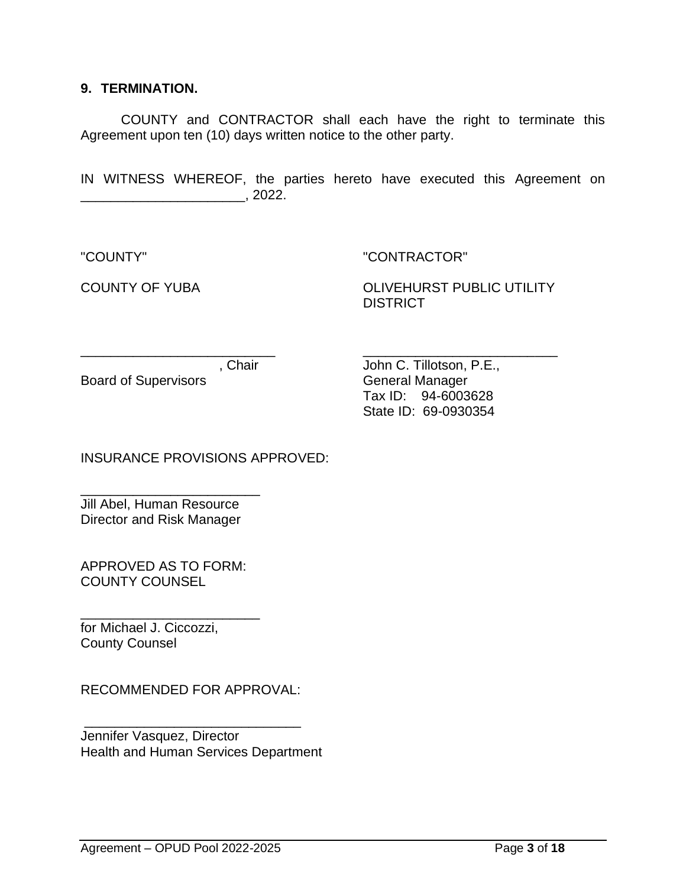**9. TERMINATION.**

COUNTY and CONTRACTOR shall each have the right to terminate this Agreement upon ten (10) days written notice to the other party.

IN WITNESS WHEREOF, the parties hereto have executed this Agreement on ______________________, 2022.

"COUNTY"

COUNTY OF YUBA

___________________________
, Chair
Board of Supervisors

"CONTRACTOR"

OLIVEHURST PUBLIC UTILITY DISTRICT

___________________________
John C. Tillotson, P.E.,
General Manager
Tax ID: 94-6003628
State ID: 69-0930354

INSURANCE PROVISIONS APPROVED:

_________________________
Jill Abel, Human Resource
Director and Risk Manager

APPROVED AS TO FORM:
COUNTY COUNSEL

_________________________
for Michael J. Ciccozzi,
County Counsel

RECOMMENDED FOR APPROVAL:

______________________________
Jennifer Vasquez, Director
Health and Human Services Department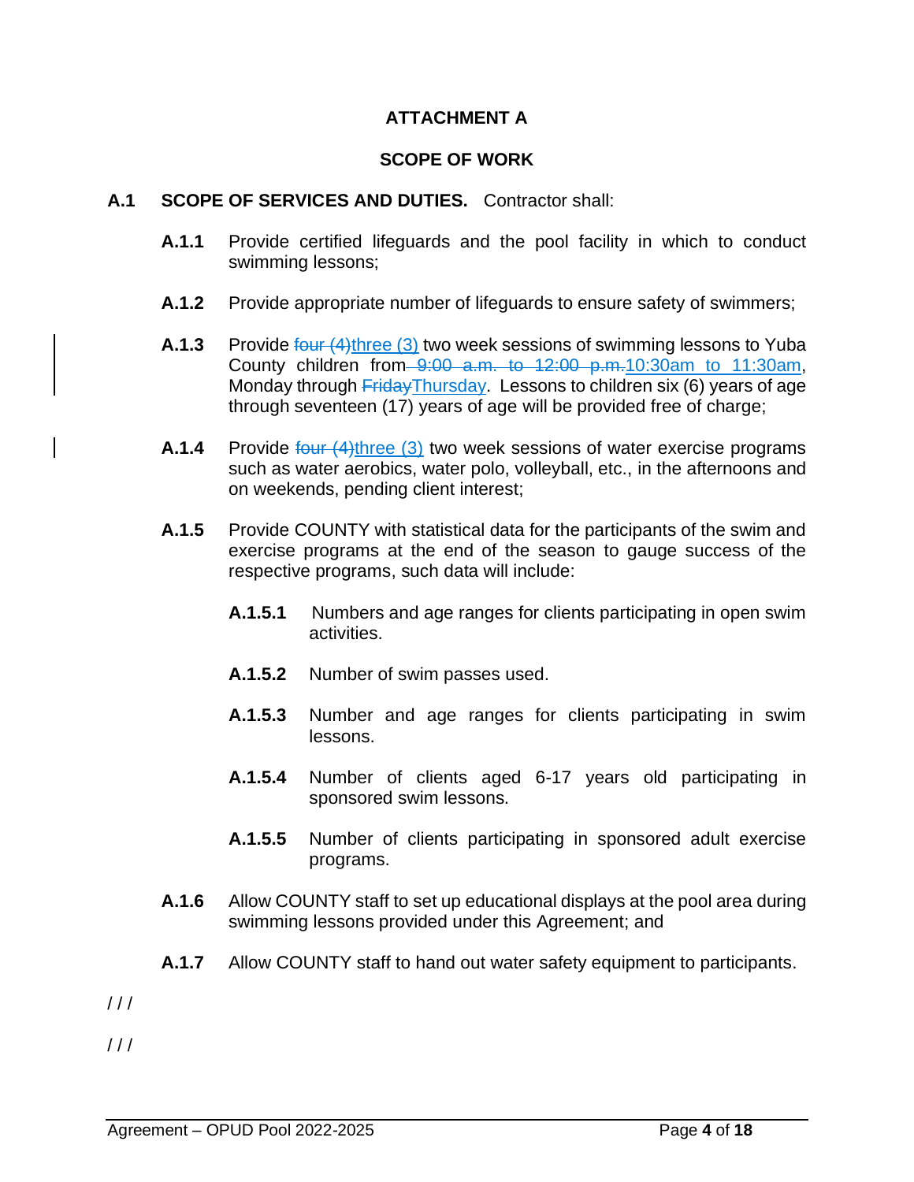# ATTACHMENT A

## SCOPE OF WORK

**A.1 SCOPE OF SERVICES AND DUTIES.** Contractor shall:

**A.1.1** Provide certified lifeguards and the pool facility in which to conduct swimming lessons;

**A.1.2** Provide appropriate number of lifeguards to ensure safety of swimmers;

**A.1.3** Provide ~~four (4)~~three (3) two week sessions of swimming lessons to Yuba County children from ~~9:00 a.m. to 12:00 p.m.~~10:30am to 11:30am, Monday through ~~Friday~~Thursday. Lessons to children six (6) years of age through seventeen (17) years of age will be provided free of charge;

**A.1.4** Provide ~~four (4)~~three (3) two week sessions of water exercise programs such as water aerobics, water polo, volleyball, etc., in the afternoons and on weekends, pending client interest;

**A.1.5** Provide COUNTY with statistical data for the participants of the swim and exercise programs at the end of the season to gauge success of the respective programs, such data will include:

**A.1.5.1** Numbers and age ranges for clients participating in open swim activities.

**A.1.5.2** Number of swim passes used.

**A.1.5.3** Number and age ranges for clients participating in swim lessons.

**A.1.5.4** Number of clients aged 6-17 years old participating in sponsored swim lessons.

**A.1.5.5** Number of clients participating in sponsored adult exercise programs.

**A.1.6** Allow COUNTY staff to set up educational displays at the pool area during swimming lessons provided under this Agreement; and

**A.1.7** Allow COUNTY staff to hand out water safety equipment to participants.

/ / /

/ / /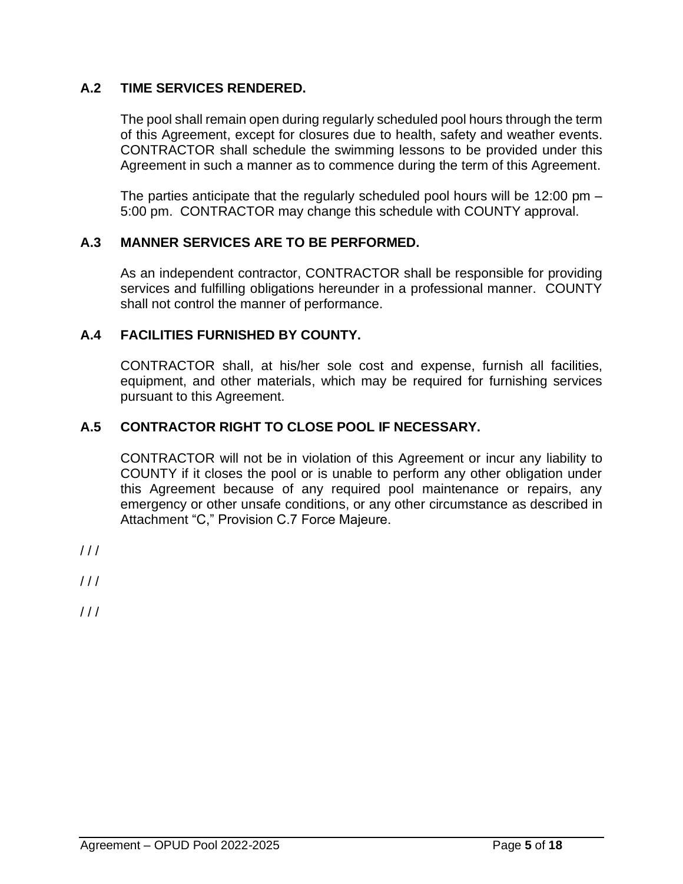### A.2 TIME SERVICES RENDERED.

The pool shall remain open during regularly scheduled pool hours through the term of this Agreement, except for closures due to health, safety and weather events. CONTRACTOR shall schedule the swimming lessons to be provided under this Agreement in such a manner as to commence during the term of this Agreement.

The parties anticipate that the regularly scheduled pool hours will be 12:00 pm – 5:00 pm. CONTRACTOR may change this schedule with COUNTY approval.

### A.3 MANNER SERVICES ARE TO BE PERFORMED.

As an independent contractor, CONTRACTOR shall be responsible for providing services and fulfilling obligations hereunder in a professional manner. COUNTY shall not control the manner of performance.

### A.4 FACILITIES FURNISHED BY COUNTY.

CONTRACTOR shall, at his/her sole cost and expense, furnish all facilities, equipment, and other materials, which may be required for furnishing services pursuant to this Agreement.

### A.5 CONTRACTOR RIGHT TO CLOSE POOL IF NECESSARY.

CONTRACTOR will not be in violation of this Agreement or incur any liability to COUNTY if it closes the pool or is unable to perform any other obligation under this Agreement because of any required pool maintenance or repairs, any emergency or other unsafe conditions, or any other circumstance as described in Attachment "C," Provision C.7 Force Majeure.

/ / /

/ / /

/ / /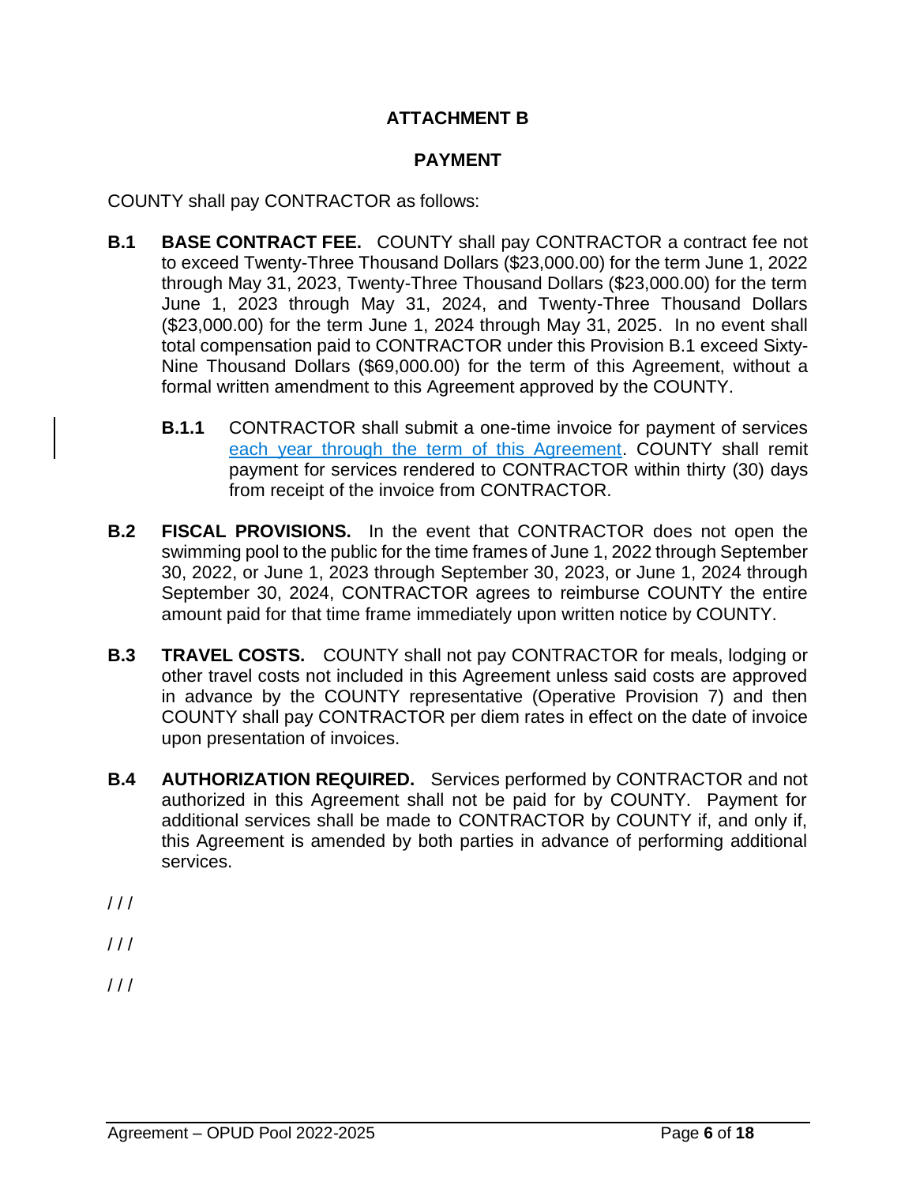# ATTACHMENT B

## PAYMENT

COUNTY shall pay CONTRACTOR as follows:

**B.1 BASE CONTRACT FEE.** COUNTY shall pay CONTRACTOR a contract fee not to exceed Twenty-Three Thousand Dollars ($23,000.00) for the term June 1, 2022 through May 31, 2023, Twenty-Three Thousand Dollars ($23,000.00) for the term June 1, 2023 through May 31, 2024, and Twenty-Three Thousand Dollars ($23,000.00) for the term June 1, 2024 through May 31, 2025. In no event shall total compensation paid to CONTRACTOR under this Provision B.1 exceed Sixty-Nine Thousand Dollars ($69,000.00) for the term of this Agreement, without a formal written amendment to this Agreement approved by the COUNTY.

> **B.1.1** CONTRACTOR shall submit a one-time invoice for payment of services each year through the term of this Agreement. COUNTY shall remit payment for services rendered to CONTRACTOR within thirty (30) days from receipt of the invoice from CONTRACTOR.

**B.2 FISCAL PROVISIONS.** In the event that CONTRACTOR does not open the swimming pool to the public for the time frames of June 1, 2022 through September 30, 2022, or June 1, 2023 through September 30, 2023, or June 1, 2024 through September 30, 2024, CONTRACTOR agrees to reimburse COUNTY the entire amount paid for that time frame immediately upon written notice by COUNTY.

**B.3 TRAVEL COSTS.** COUNTY shall not pay CONTRACTOR for meals, lodging or other travel costs not included in this Agreement unless said costs are approved in advance by the COUNTY representative (Operative Provision 7) and then COUNTY shall pay CONTRACTOR per diem rates in effect on the date of invoice upon presentation of invoices.

**B.4 AUTHORIZATION REQUIRED.** Services performed by CONTRACTOR and not authorized in this Agreement shall not be paid for by COUNTY. Payment for additional services shall be made to CONTRACTOR by COUNTY if, and only if, this Agreement is amended by both parties in advance of performing additional services.

/ / /

/ / /

/ / /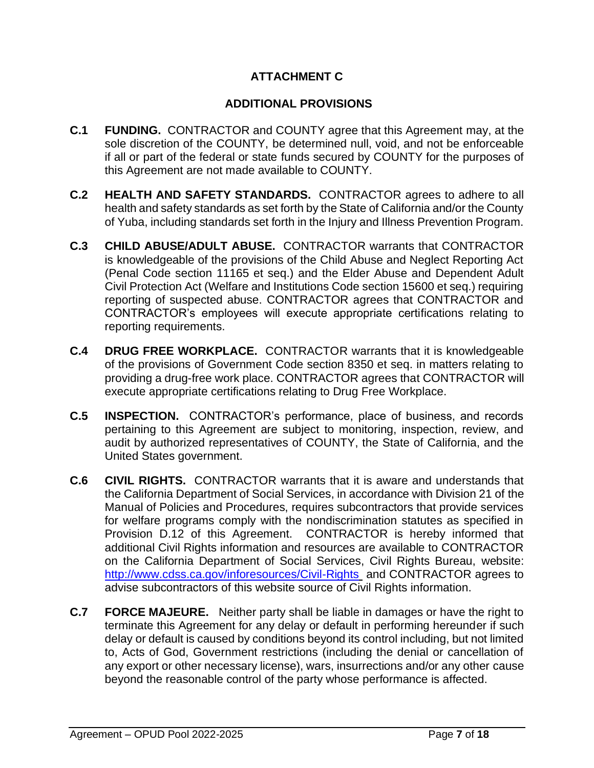# ATTACHMENT C

## ADDITIONAL PROVISIONS

**C.1 FUNDING.** CONTRACTOR and COUNTY agree that this Agreement may, at the sole discretion of the COUNTY, be determined null, void, and not be enforceable if all or part of the federal or state funds secured by COUNTY for the purposes of this Agreement are not made available to COUNTY.

**C.2 HEALTH AND SAFETY STANDARDS.** CONTRACTOR agrees to adhere to all health and safety standards as set forth by the State of California and/or the County of Yuba, including standards set forth in the Injury and Illness Prevention Program.

**C.3 CHILD ABUSE/ADULT ABUSE.** CONTRACTOR warrants that CONTRACTOR is knowledgeable of the provisions of the Child Abuse and Neglect Reporting Act (Penal Code section 11165 et seq.) and the Elder Abuse and Dependent Adult Civil Protection Act (Welfare and Institutions Code section 15600 et seq.) requiring reporting of suspected abuse. CONTRACTOR agrees that CONTRACTOR and CONTRACTOR's employees will execute appropriate certifications relating to reporting requirements.

**C.4 DRUG FREE WORKPLACE.** CONTRACTOR warrants that it is knowledgeable of the provisions of Government Code section 8350 et seq. in matters relating to providing a drug-free work place. CONTRACTOR agrees that CONTRACTOR will execute appropriate certifications relating to Drug Free Workplace.

**C.5 INSPECTION.** CONTRACTOR's performance, place of business, and records pertaining to this Agreement are subject to monitoring, inspection, review, and audit by authorized representatives of COUNTY, the State of California, and the United States government.

**C.6 CIVIL RIGHTS.** CONTRACTOR warrants that it is aware and understands that the California Department of Social Services, in accordance with Division 21 of the Manual of Policies and Procedures, requires subcontractors that provide services for welfare programs comply with the nondiscrimination statutes as specified in Provision D.12 of this Agreement. CONTRACTOR is hereby informed that additional Civil Rights information and resources are available to CONTRACTOR on the California Department of Social Services, Civil Rights Bureau, website: http://www.cdss.ca.gov/inforesources/Civil-Rights and CONTRACTOR agrees to advise subcontractors of this website source of Civil Rights information.

**C.7 FORCE MAJEURE.** Neither party shall be liable in damages or have the right to terminate this Agreement for any delay or default in performing hereunder if such delay or default is caused by conditions beyond its control including, but not limited to, Acts of God, Government restrictions (including the denial or cancellation of any export or other necessary license), wars, insurrections and/or any other cause beyond the reasonable control of the party whose performance is affected.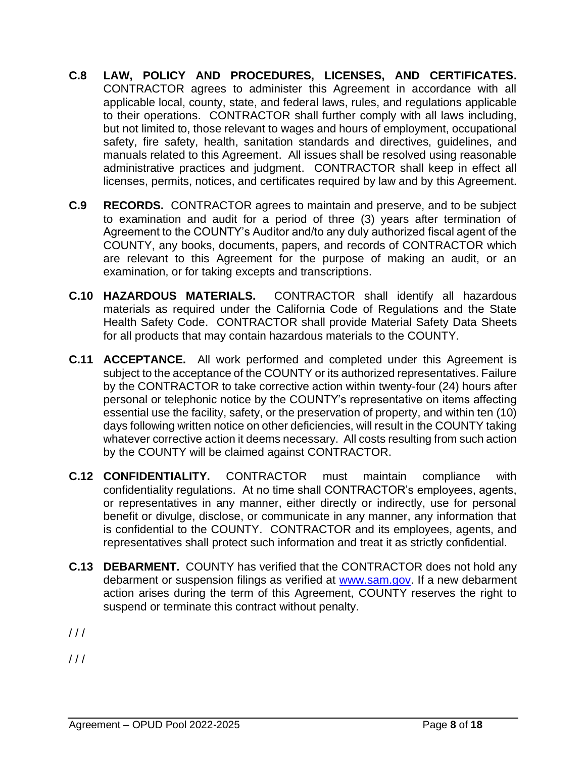**C.8 LAW, POLICY AND PROCEDURES, LICENSES, AND CERTIFICATES.** CONTRACTOR agrees to administer this Agreement in accordance with all applicable local, county, state, and federal laws, rules, and regulations applicable to their operations. CONTRACTOR shall further comply with all laws including, but not limited to, those relevant to wages and hours of employment, occupational safety, fire safety, health, sanitation standards and directives, guidelines, and manuals related to this Agreement. All issues shall be resolved using reasonable administrative practices and judgment. CONTRACTOR shall keep in effect all licenses, permits, notices, and certificates required by law and by this Agreement.

**C.9 RECORDS.** CONTRACTOR agrees to maintain and preserve, and to be subject to examination and audit for a period of three (3) years after termination of Agreement to the COUNTY's Auditor and/to any duly authorized fiscal agent of the COUNTY, any books, documents, papers, and records of CONTRACTOR which are relevant to this Agreement for the purpose of making an audit, or an examination, or for taking excepts and transcriptions.

**C.10 HAZARDOUS MATERIALS.** CONTRACTOR shall identify all hazardous materials as required under the California Code of Regulations and the State Health Safety Code. CONTRACTOR shall provide Material Safety Data Sheets for all products that may contain hazardous materials to the COUNTY.

**C.11 ACCEPTANCE.** All work performed and completed under this Agreement is subject to the acceptance of the COUNTY or its authorized representatives. Failure by the CONTRACTOR to take corrective action within twenty-four (24) hours after personal or telephonic notice by the COUNTY's representative on items affecting essential use the facility, safety, or the preservation of property, and within ten (10) days following written notice on other deficiencies, will result in the COUNTY taking whatever corrective action it deems necessary. All costs resulting from such action by the COUNTY will be claimed against CONTRACTOR.

**C.12 CONFIDENTIALITY.** CONTRACTOR must maintain compliance with confidentiality regulations. At no time shall CONTRACTOR's employees, agents, or representatives in any manner, either directly or indirectly, use for personal benefit or divulge, disclose, or communicate in any manner, any information that is confidential to the COUNTY. CONTRACTOR and its employees, agents, and representatives shall protect such information and treat it as strictly confidential.

**C.13 DEBARMENT.** COUNTY has verified that the CONTRACTOR does not hold any debarment or suspension filings as verified at www.sam.gov. If a new debarment action arises during the term of this Agreement, COUNTY reserves the right to suspend or terminate this contract without penalty.

/ / /

/ / /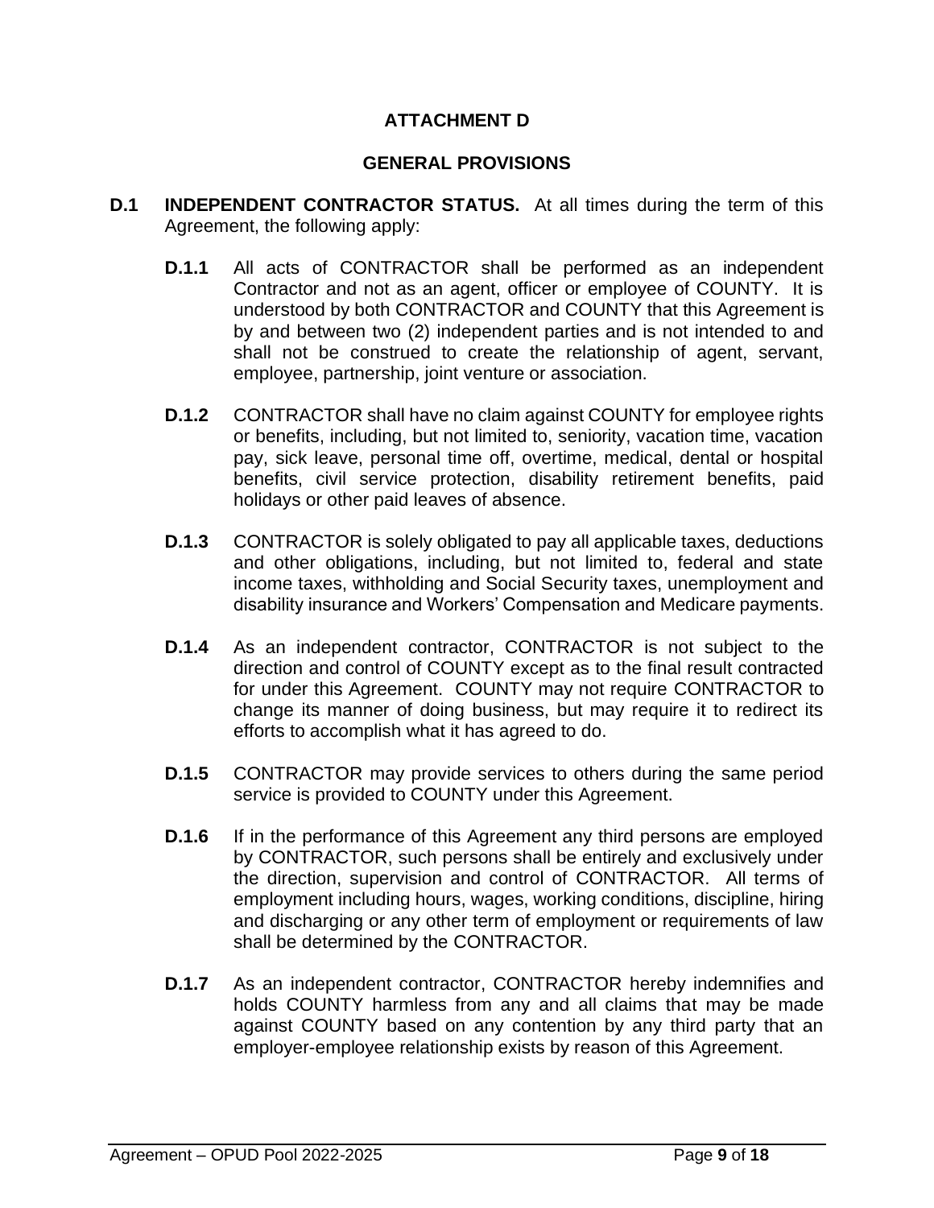# ATTACHMENT D

## GENERAL PROVISIONS

**D.1 INDEPENDENT CONTRACTOR STATUS.** At all times during the term of this Agreement, the following apply:

**D.1.1** All acts of CONTRACTOR shall be performed as an independent Contractor and not as an agent, officer or employee of COUNTY. It is understood by both CONTRACTOR and COUNTY that this Agreement is by and between two (2) independent parties and is not intended to and shall not be construed to create the relationship of agent, servant, employee, partnership, joint venture or association.

**D.1.2** CONTRACTOR shall have no claim against COUNTY for employee rights or benefits, including, but not limited to, seniority, vacation time, vacation pay, sick leave, personal time off, overtime, medical, dental or hospital benefits, civil service protection, disability retirement benefits, paid holidays or other paid leaves of absence.

**D.1.3** CONTRACTOR is solely obligated to pay all applicable taxes, deductions and other obligations, including, but not limited to, federal and state income taxes, withholding and Social Security taxes, unemployment and disability insurance and Workers' Compensation and Medicare payments.

**D.1.4** As an independent contractor, CONTRACTOR is not subject to the direction and control of COUNTY except as to the final result contracted for under this Agreement. COUNTY may not require CONTRACTOR to change its manner of doing business, but may require it to redirect its efforts to accomplish what it has agreed to do.

**D.1.5** CONTRACTOR may provide services to others during the same period service is provided to COUNTY under this Agreement.

**D.1.6** If in the performance of this Agreement any third persons are employed by CONTRACTOR, such persons shall be entirely and exclusively under the direction, supervision and control of CONTRACTOR. All terms of employment including hours, wages, working conditions, discipline, hiring and discharging or any other term of employment or requirements of law shall be determined by the CONTRACTOR.

**D.1.7** As an independent contractor, CONTRACTOR hereby indemnifies and holds COUNTY harmless from any and all claims that may be made against COUNTY based on any contention by any third party that an employer-employee relationship exists by reason of this Agreement.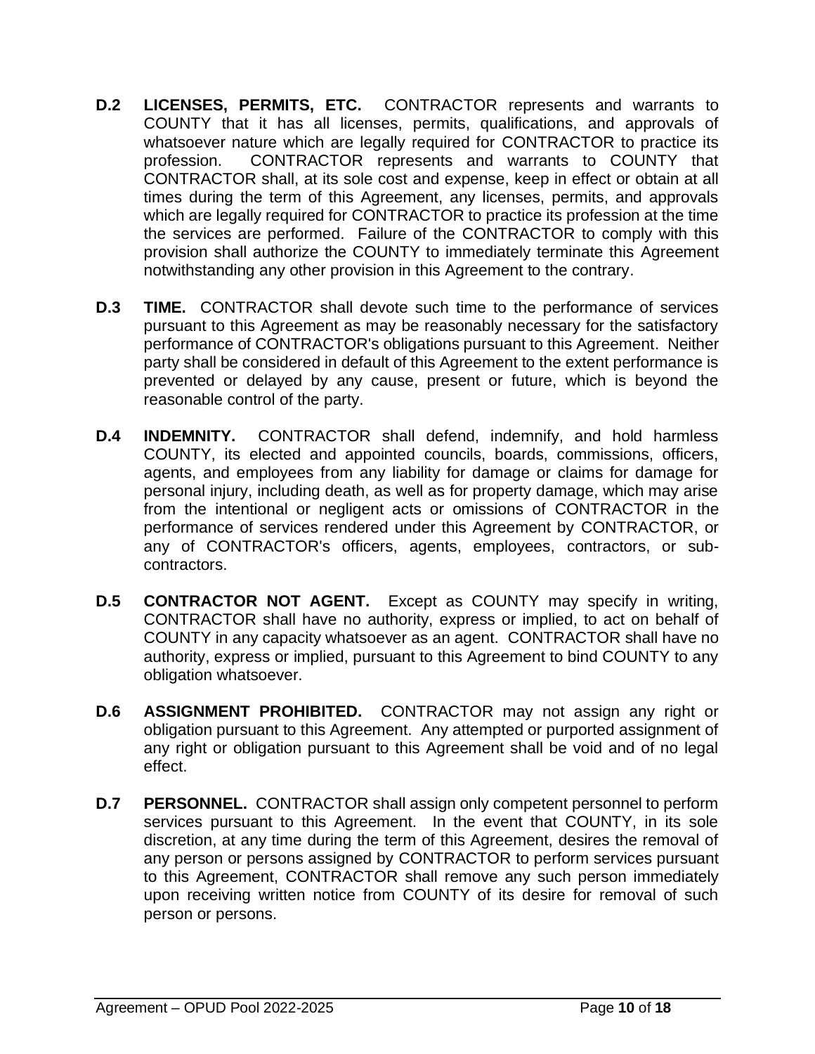**D.2 LICENSES, PERMITS, ETC.** CONTRACTOR represents and warrants to COUNTY that it has all licenses, permits, qualifications, and approvals of whatsoever nature which are legally required for CONTRACTOR to practice its profession. CONTRACTOR represents and warrants to COUNTY that CONTRACTOR shall, at its sole cost and expense, keep in effect or obtain at all times during the term of this Agreement, any licenses, permits, and approvals which are legally required for CONTRACTOR to practice its profession at the time the services are performed. Failure of the CONTRACTOR to comply with this provision shall authorize the COUNTY to immediately terminate this Agreement notwithstanding any other provision in this Agreement to the contrary.

**D.3 TIME.** CONTRACTOR shall devote such time to the performance of services pursuant to this Agreement as may be reasonably necessary for the satisfactory performance of CONTRACTOR's obligations pursuant to this Agreement. Neither party shall be considered in default of this Agreement to the extent performance is prevented or delayed by any cause, present or future, which is beyond the reasonable control of the party.

**D.4 INDEMNITY.** CONTRACTOR shall defend, indemnify, and hold harmless COUNTY, its elected and appointed councils, boards, commissions, officers, agents, and employees from any liability for damage or claims for damage for personal injury, including death, as well as for property damage, which may arise from the intentional or negligent acts or omissions of CONTRACTOR in the performance of services rendered under this Agreement by CONTRACTOR, or any of CONTRACTOR's officers, agents, employees, contractors, or sub-contractors.

**D.5 CONTRACTOR NOT AGENT.** Except as COUNTY may specify in writing, CONTRACTOR shall have no authority, express or implied, to act on behalf of COUNTY in any capacity whatsoever as an agent. CONTRACTOR shall have no authority, express or implied, pursuant to this Agreement to bind COUNTY to any obligation whatsoever.

**D.6 ASSIGNMENT PROHIBITED.** CONTRACTOR may not assign any right or obligation pursuant to this Agreement. Any attempted or purported assignment of any right or obligation pursuant to this Agreement shall be void and of no legal effect.

**D.7 PERSONNEL.** CONTRACTOR shall assign only competent personnel to perform services pursuant to this Agreement. In the event that COUNTY, in its sole discretion, at any time during the term of this Agreement, desires the removal of any person or persons assigned by CONTRACTOR to perform services pursuant to this Agreement, CONTRACTOR shall remove any such person immediately upon receiving written notice from COUNTY of its desire for removal of such person or persons.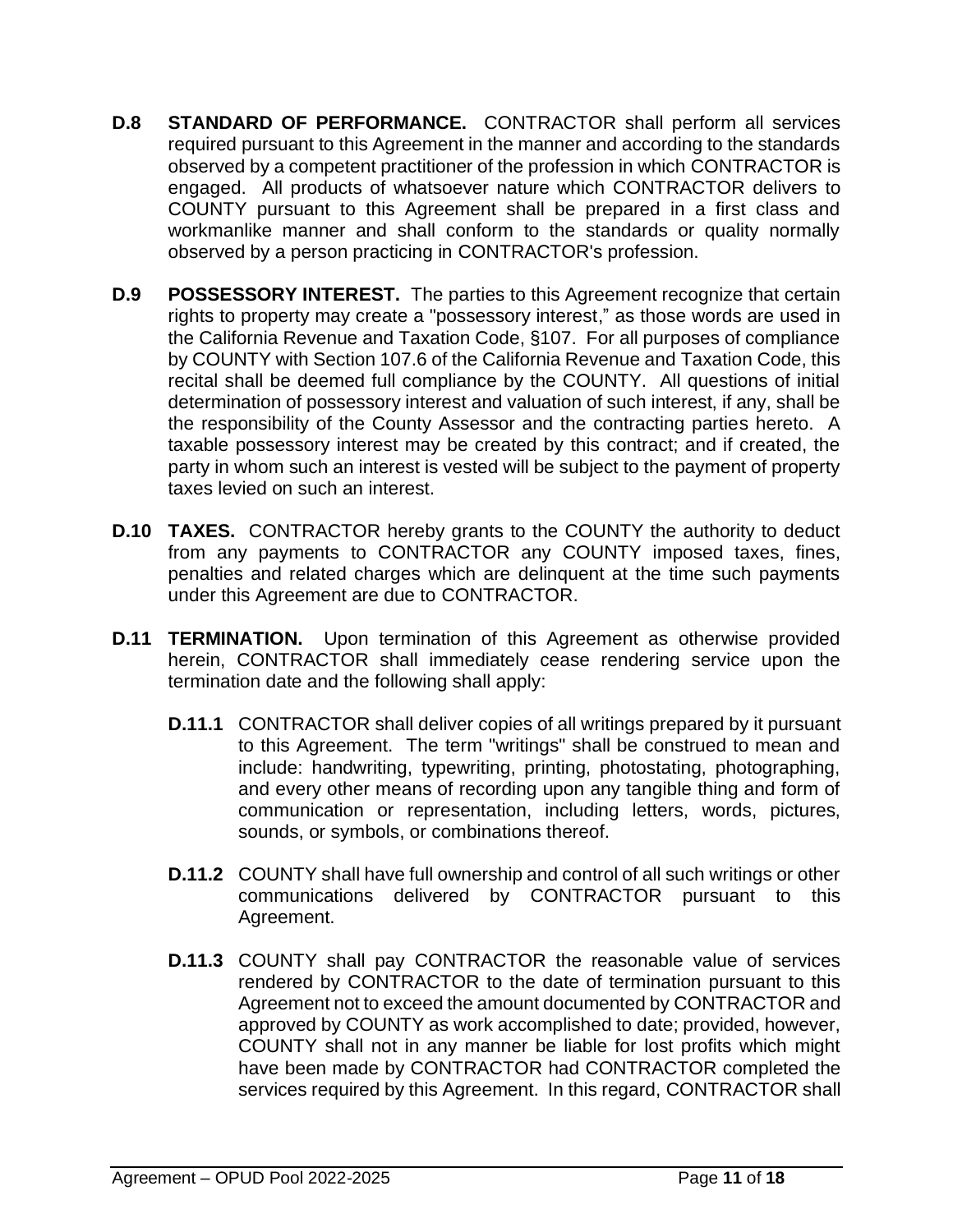**D.8 STANDARD OF PERFORMANCE.** CONTRACTOR shall perform all services required pursuant to this Agreement in the manner and according to the standards observed by a competent practitioner of the profession in which CONTRACTOR is engaged. All products of whatsoever nature which CONTRACTOR delivers to COUNTY pursuant to this Agreement shall be prepared in a first class and workmanlike manner and shall conform to the standards or quality normally observed by a person practicing in CONTRACTOR's profession.

**D.9 POSSESSORY INTEREST.** The parties to this Agreement recognize that certain rights to property may create a "possessory interest," as those words are used in the California Revenue and Taxation Code, §107. For all purposes of compliance by COUNTY with Section 107.6 of the California Revenue and Taxation Code, this recital shall be deemed full compliance by the COUNTY. All questions of initial determination of possessory interest and valuation of such interest, if any, shall be the responsibility of the County Assessor and the contracting parties hereto. A taxable possessory interest may be created by this contract; and if created, the party in whom such an interest is vested will be subject to the payment of property taxes levied on such an interest.

**D.10 TAXES.** CONTRACTOR hereby grants to the COUNTY the authority to deduct from any payments to CONTRACTOR any COUNTY imposed taxes, fines, penalties and related charges which are delinquent at the time such payments under this Agreement are due to CONTRACTOR.

**D.11 TERMINATION.** Upon termination of this Agreement as otherwise provided herein, CONTRACTOR shall immediately cease rendering service upon the termination date and the following shall apply:

**D.11.1** CONTRACTOR shall deliver copies of all writings prepared by it pursuant to this Agreement. The term "writings" shall be construed to mean and include: handwriting, typewriting, printing, photostating, photographing, and every other means of recording upon any tangible thing and form of communication or representation, including letters, words, pictures, sounds, or symbols, or combinations thereof.

**D.11.2** COUNTY shall have full ownership and control of all such writings or other communications delivered by CONTRACTOR pursuant to this Agreement.

**D.11.3** COUNTY shall pay CONTRACTOR the reasonable value of services rendered by CONTRACTOR to the date of termination pursuant to this Agreement not to exceed the amount documented by CONTRACTOR and approved by COUNTY as work accomplished to date; provided, however, COUNTY shall not in any manner be liable for lost profits which might have been made by CONTRACTOR had CONTRACTOR completed the services required by this Agreement. In this regard, CONTRACTOR shall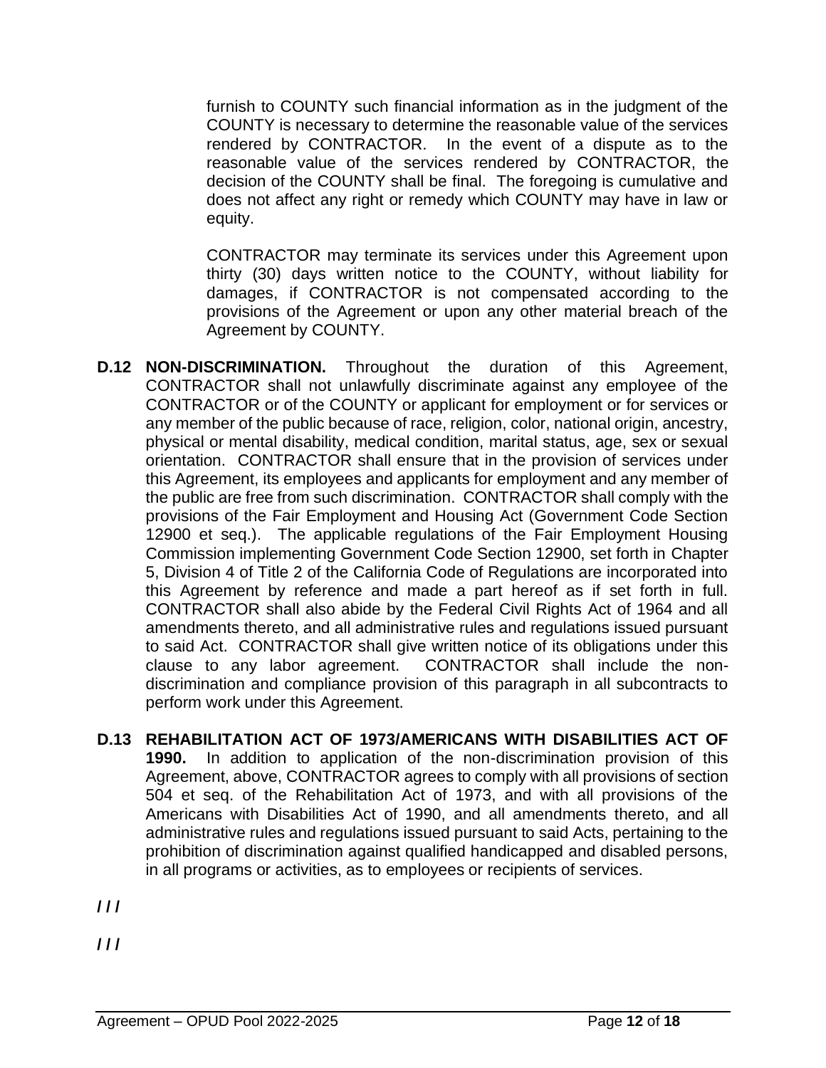furnish to COUNTY such financial information as in the judgment of the COUNTY is necessary to determine the reasonable value of the services rendered by CONTRACTOR. In the event of a dispute as to the reasonable value of the services rendered by CONTRACTOR, the decision of the COUNTY shall be final. The foregoing is cumulative and does not affect any right or remedy which COUNTY may have in law or equity.

CONTRACTOR may terminate its services under this Agreement upon thirty (30) days written notice to the COUNTY, without liability for damages, if CONTRACTOR is not compensated according to the provisions of the Agreement or upon any other material breach of the Agreement by COUNTY.

**D.12 NON-DISCRIMINATION.** Throughout the duration of this Agreement, CONTRACTOR shall not unlawfully discriminate against any employee of the CONTRACTOR or of the COUNTY or applicant for employment or for services or any member of the public because of race, religion, color, national origin, ancestry, physical or mental disability, medical condition, marital status, age, sex or sexual orientation. CONTRACTOR shall ensure that in the provision of services under this Agreement, its employees and applicants for employment and any member of the public are free from such discrimination. CONTRACTOR shall comply with the provisions of the Fair Employment and Housing Act (Government Code Section 12900 et seq.). The applicable regulations of the Fair Employment Housing Commission implementing Government Code Section 12900, set forth in Chapter 5, Division 4 of Title 2 of the California Code of Regulations are incorporated into this Agreement by reference and made a part hereof as if set forth in full. CONTRACTOR shall also abide by the Federal Civil Rights Act of 1964 and all amendments thereto, and all administrative rules and regulations issued pursuant to said Act. CONTRACTOR shall give written notice of its obligations under this clause to any labor agreement. CONTRACTOR shall include the non-discrimination and compliance provision of this paragraph in all subcontracts to perform work under this Agreement.

**D.13 REHABILITATION ACT OF 1973/AMERICANS WITH DISABILITIES ACT OF 1990.** In addition to application of the non-discrimination provision of this Agreement, above, CONTRACTOR agrees to comply with all provisions of section 504 et seq. of the Rehabilitation Act of 1973, and with all provisions of the Americans with Disabilities Act of 1990, and all amendments thereto, and all administrative rules and regulations issued pursuant to said Acts, pertaining to the prohibition of discrimination against qualified handicapped and disabled persons, in all programs or activities, as to employees or recipients of services.

**/ / /**

**/ / /**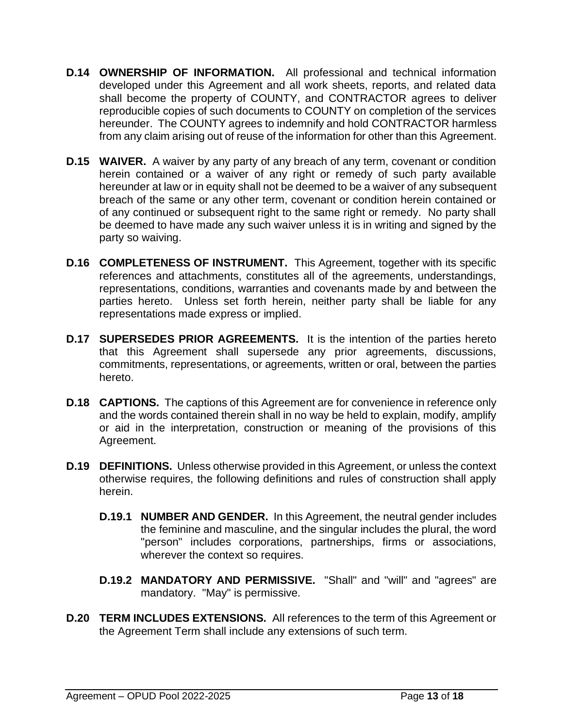**D.14 OWNERSHIP OF INFORMATION.** All professional and technical information developed under this Agreement and all work sheets, reports, and related data shall become the property of COUNTY, and CONTRACTOR agrees to deliver reproducible copies of such documents to COUNTY on completion of the services hereunder. The COUNTY agrees to indemnify and hold CONTRACTOR harmless from any claim arising out of reuse of the information for other than this Agreement.

**D.15 WAIVER.** A waiver by any party of any breach of any term, covenant or condition herein contained or a waiver of any right or remedy of such party available hereunder at law or in equity shall not be deemed to be a waiver of any subsequent breach of the same or any other term, covenant or condition herein contained or of any continued or subsequent right to the same right or remedy. No party shall be deemed to have made any such waiver unless it is in writing and signed by the party so waiving.

**D.16 COMPLETENESS OF INSTRUMENT.** This Agreement, together with its specific references and attachments, constitutes all of the agreements, understandings, representations, conditions, warranties and covenants made by and between the parties hereto. Unless set forth herein, neither party shall be liable for any representations made express or implied.

**D.17 SUPERSEDES PRIOR AGREEMENTS.** It is the intention of the parties hereto that this Agreement shall supersede any prior agreements, discussions, commitments, representations, or agreements, written or oral, between the parties hereto.

**D.18 CAPTIONS.** The captions of this Agreement are for convenience in reference only and the words contained therein shall in no way be held to explain, modify, amplify or aid in the interpretation, construction or meaning of the provisions of this Agreement.

**D.19 DEFINITIONS.** Unless otherwise provided in this Agreement, or unless the context otherwise requires, the following definitions and rules of construction shall apply herein.

**D.19.1 NUMBER AND GENDER.** In this Agreement, the neutral gender includes the feminine and masculine, and the singular includes the plural, the word "person" includes corporations, partnerships, firms or associations, wherever the context so requires.

**D.19.2 MANDATORY AND PERMISSIVE.** "Shall" and "will" and "agrees" are mandatory. "May" is permissive.

**D.20 TERM INCLUDES EXTENSIONS.** All references to the term of this Agreement or the Agreement Term shall include any extensions of such term.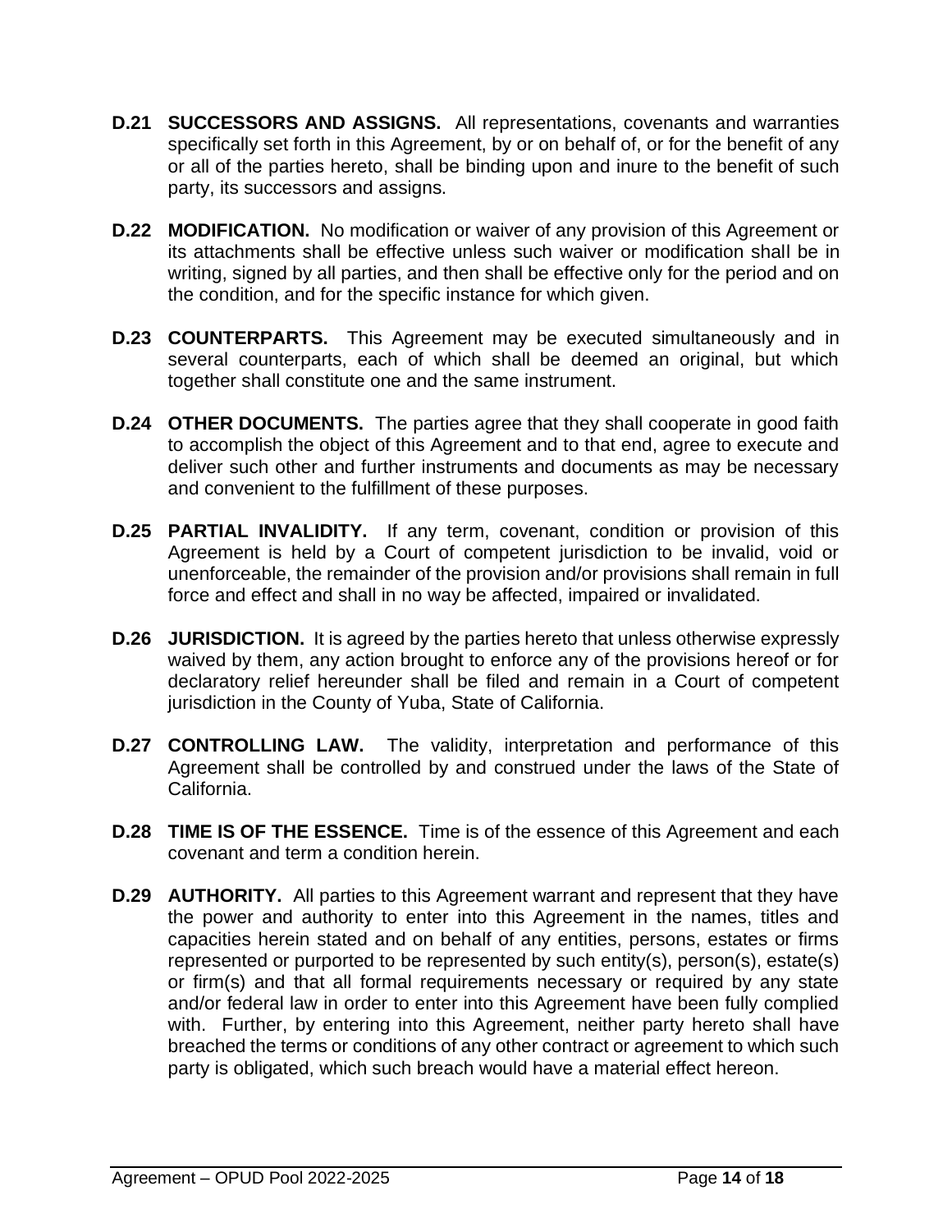**D.21 SUCCESSORS AND ASSIGNS.** All representations, covenants and warranties specifically set forth in this Agreement, by or on behalf of, or for the benefit of any or all of the parties hereto, shall be binding upon and inure to the benefit of such party, its successors and assigns.

**D.22 MODIFICATION.** No modification or waiver of any provision of this Agreement or its attachments shall be effective unless such waiver or modification shall be in writing, signed by all parties, and then shall be effective only for the period and on the condition, and for the specific instance for which given.

**D.23 COUNTERPARTS.** This Agreement may be executed simultaneously and in several counterparts, each of which shall be deemed an original, but which together shall constitute one and the same instrument.

**D.24 OTHER DOCUMENTS.** The parties agree that they shall cooperate in good faith to accomplish the object of this Agreement and to that end, agree to execute and deliver such other and further instruments and documents as may be necessary and convenient to the fulfillment of these purposes.

**D.25 PARTIAL INVALIDITY.** If any term, covenant, condition or provision of this Agreement is held by a Court of competent jurisdiction to be invalid, void or unenforceable, the remainder of the provision and/or provisions shall remain in full force and effect and shall in no way be affected, impaired or invalidated.

**D.26 JURISDICTION.** It is agreed by the parties hereto that unless otherwise expressly waived by them, any action brought to enforce any of the provisions hereof or for declaratory relief hereunder shall be filed and remain in a Court of competent jurisdiction in the County of Yuba, State of California.

**D.27 CONTROLLING LAW.** The validity, interpretation and performance of this Agreement shall be controlled by and construed under the laws of the State of California.

**D.28 TIME IS OF THE ESSENCE.** Time is of the essence of this Agreement and each covenant and term a condition herein.

**D.29 AUTHORITY.** All parties to this Agreement warrant and represent that they have the power and authority to enter into this Agreement in the names, titles and capacities herein stated and on behalf of any entities, persons, estates or firms represented or purported to be represented by such entity(s), person(s), estate(s) or firm(s) and that all formal requirements necessary or required by any state and/or federal law in order to enter into this Agreement have been fully complied with. Further, by entering into this Agreement, neither party hereto shall have breached the terms or conditions of any other contract or agreement to which such party is obligated, which such breach would have a material effect hereon.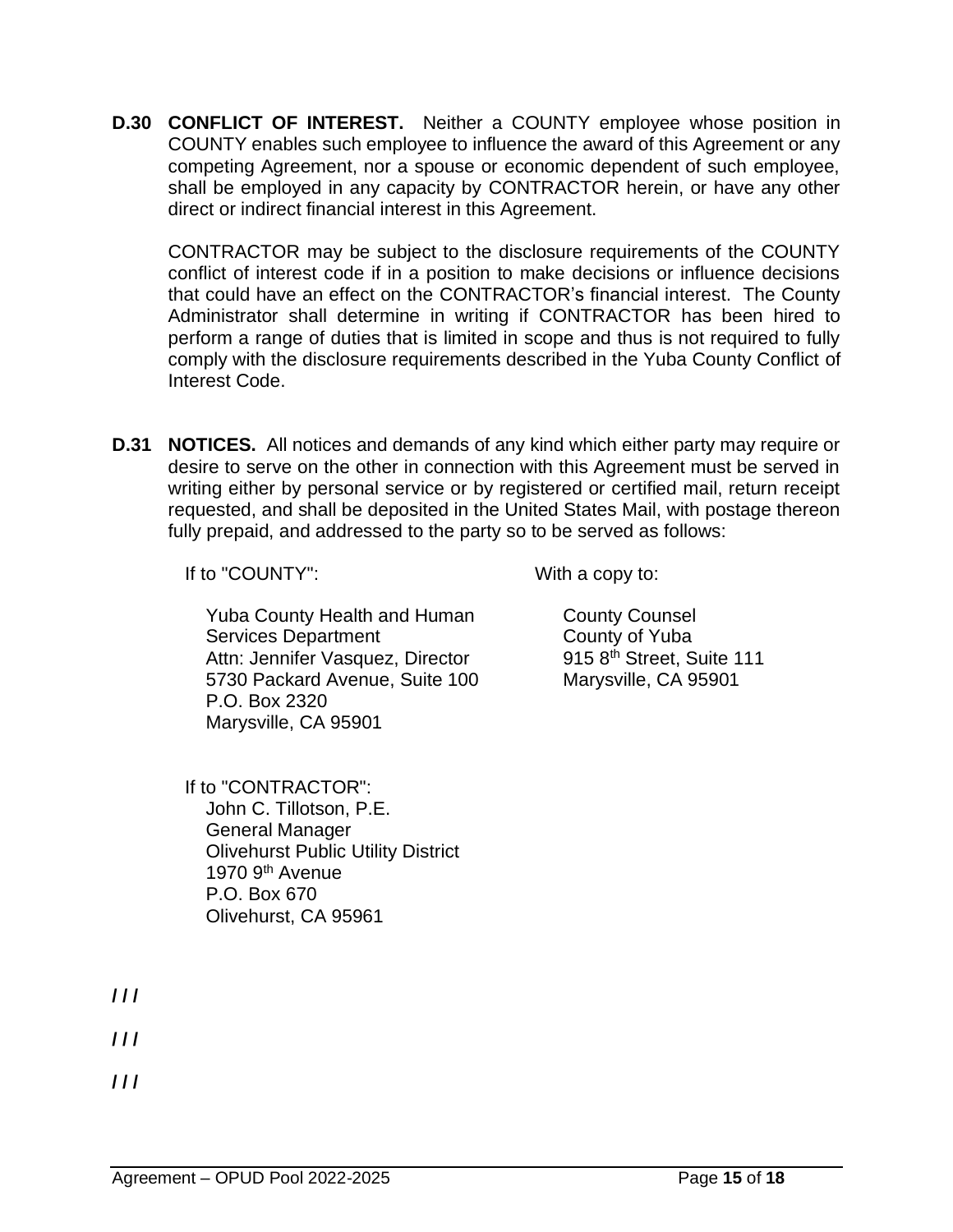**D.30 CONFLICT OF INTEREST.** Neither a COUNTY employee whose position in COUNTY enables such employee to influence the award of this Agreement or any competing Agreement, nor a spouse or economic dependent of such employee, shall be employed in any capacity by CONTRACTOR herein, or have any other direct or indirect financial interest in this Agreement.

CONTRACTOR may be subject to the disclosure requirements of the COUNTY conflict of interest code if in a position to make decisions or influence decisions that could have an effect on the CONTRACTOR's financial interest. The County Administrator shall determine in writing if CONTRACTOR has been hired to perform a range of duties that is limited in scope and thus is not required to fully comply with the disclosure requirements described in the Yuba County Conflict of Interest Code.

**D.31 NOTICES.** All notices and demands of any kind which either party may require or desire to serve on the other in connection with this Agreement must be served in writing either by personal service or by registered or certified mail, return receipt requested, and shall be deposited in the United States Mail, with postage thereon fully prepaid, and addressed to the party so to be served as follows:

If to "COUNTY":

Yuba County Health and Human Services Department
Attn: Jennifer Vasquez, Director
5730 Packard Avenue, Suite 100
P.O. Box 2320
Marysville, CA 95901

With a copy to:

County Counsel
County of Yuba
915 8th Street, Suite 111
Marysville, CA 95901

If to "CONTRACTOR":
John C. Tillotson, P.E.
General Manager
Olivehurst Public Utility District
1970 9th Avenue
P.O. Box 670
Olivehurst, CA 95961

/ / /

/ / /

/ / /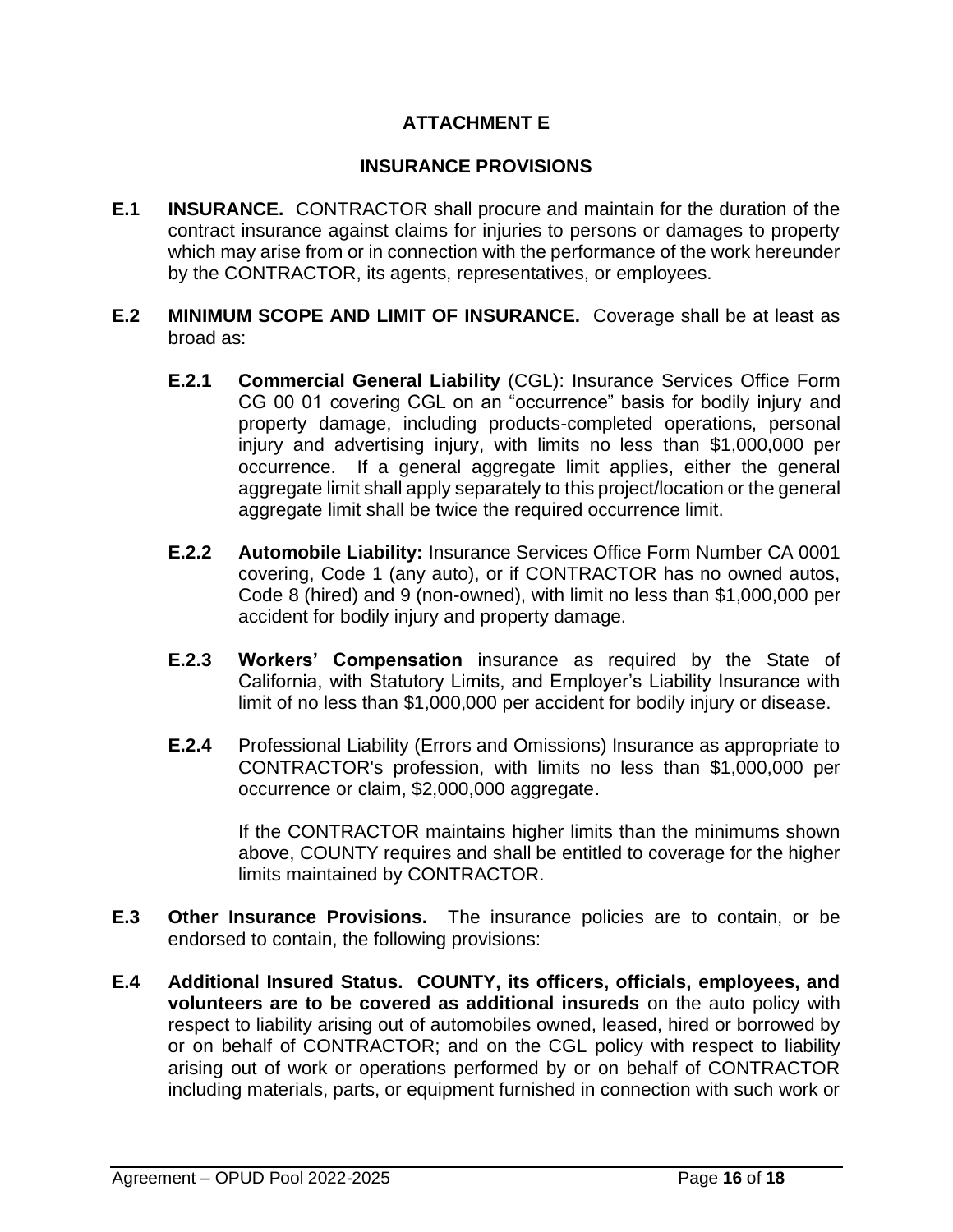## ATTACHMENT E

## INSURANCE PROVISIONS

**E.1 INSURANCE.** CONTRACTOR shall procure and maintain for the duration of the contract insurance against claims for injuries to persons or damages to property which may arise from or in connection with the performance of the work hereunder by the CONTRACTOR, its agents, representatives, or employees.

**E.2 MINIMUM SCOPE AND LIMIT OF INSURANCE.** Coverage shall be at least as broad as:

**E.2.1 Commercial General Liability** (CGL): Insurance Services Office Form CG 00 01 covering CGL on an "occurrence" basis for bodily injury and property damage, including products-completed operations, personal injury and advertising injury, with limits no less than $1,000,000 per occurrence. If a general aggregate limit applies, either the general aggregate limit shall apply separately to this project/location or the general aggregate limit shall be twice the required occurrence limit.

**E.2.2 Automobile Liability:** Insurance Services Office Form Number CA 0001 covering, Code 1 (any auto), or if CONTRACTOR has no owned autos, Code 8 (hired) and 9 (non-owned), with limit no less than $1,000,000 per accident for bodily injury and property damage.

**E.2.3 Workers' Compensation** insurance as required by the State of California, with Statutory Limits, and Employer's Liability Insurance with limit of no less than $1,000,000 per accident for bodily injury or disease.

**E.2.4** Professional Liability (Errors and Omissions) Insurance as appropriate to CONTRACTOR's profession, with limits no less than $1,000,000 per occurrence or claim, $2,000,000 aggregate.

If the CONTRACTOR maintains higher limits than the minimums shown above, COUNTY requires and shall be entitled to coverage for the higher limits maintained by CONTRACTOR.

**E.3 Other Insurance Provisions.** The insurance policies are to contain, or be endorsed to contain, the following provisions:

**E.4 Additional Insured Status. COUNTY, its officers, officials, employees, and volunteers are to be covered as additional insureds** on the auto policy with respect to liability arising out of automobiles owned, leased, hired or borrowed by or on behalf of CONTRACTOR; and on the CGL policy with respect to liability arising out of work or operations performed by or on behalf of CONTRACTOR including materials, parts, or equipment furnished in connection with such work or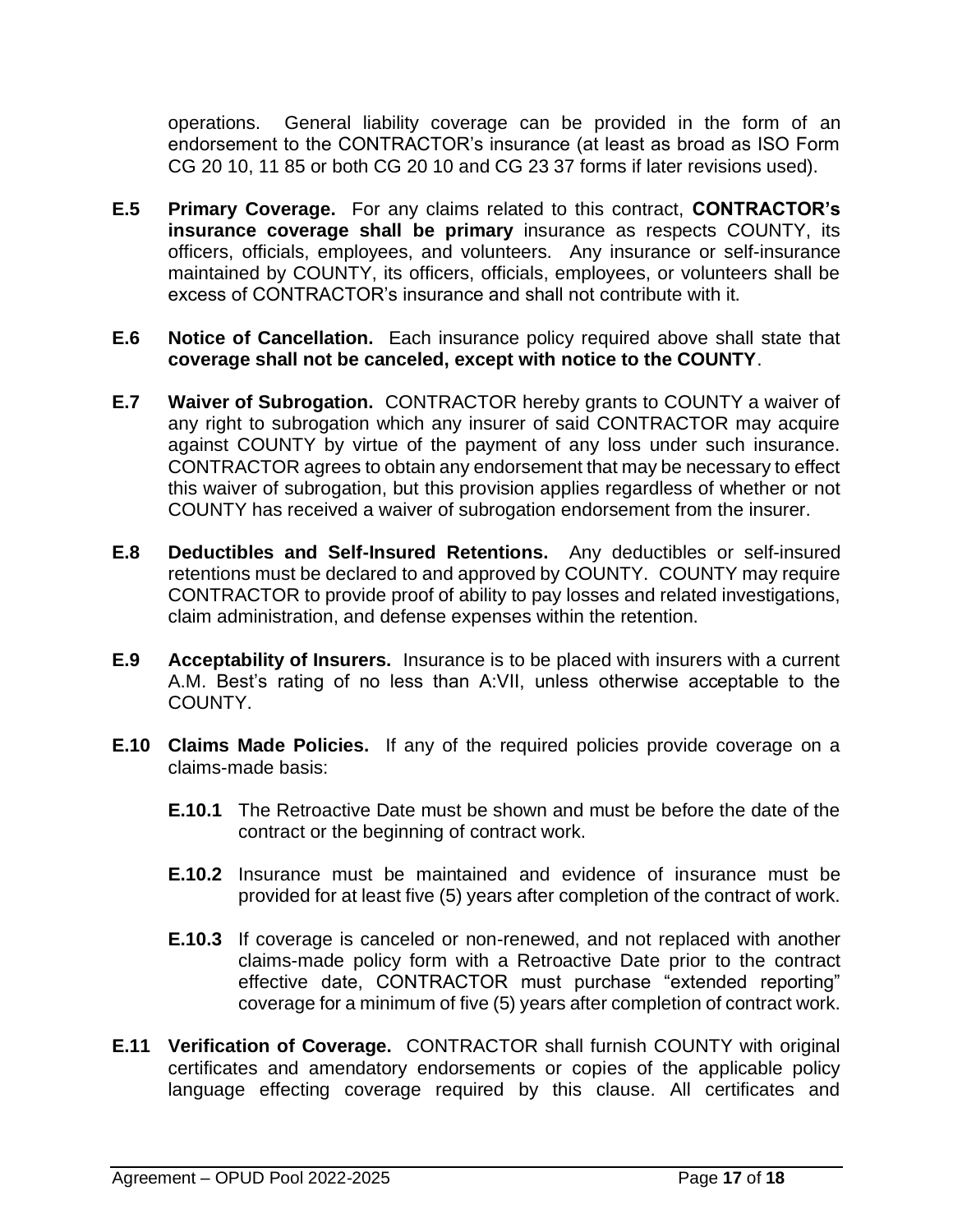operations. General liability coverage can be provided in the form of an endorsement to the CONTRACTOR's insurance (at least as broad as ISO Form CG 20 10, 11 85 or both CG 20 10 and CG 23 37 forms if later revisions used).

**E.5 Primary Coverage.** For any claims related to this contract, **CONTRACTOR's insurance coverage shall be primary** insurance as respects COUNTY, its officers, officials, employees, and volunteers. Any insurance or self-insurance maintained by COUNTY, its officers, officials, employees, or volunteers shall be excess of CONTRACTOR's insurance and shall not contribute with it.

**E.6 Notice of Cancellation.** Each insurance policy required above shall state that **coverage shall not be canceled, except with notice to the COUNTY**.

**E.7 Waiver of Subrogation.** CONTRACTOR hereby grants to COUNTY a waiver of any right to subrogation which any insurer of said CONTRACTOR may acquire against COUNTY by virtue of the payment of any loss under such insurance. CONTRACTOR agrees to obtain any endorsement that may be necessary to effect this waiver of subrogation, but this provision applies regardless of whether or not COUNTY has received a waiver of subrogation endorsement from the insurer.

**E.8 Deductibles and Self-Insured Retentions.** Any deductibles or self-insured retentions must be declared to and approved by COUNTY. COUNTY may require CONTRACTOR to provide proof of ability to pay losses and related investigations, claim administration, and defense expenses within the retention.

**E.9 Acceptability of Insurers.** Insurance is to be placed with insurers with a current A.M. Best's rating of no less than A:VII, unless otherwise acceptable to the COUNTY.

**E.10 Claims Made Policies.** If any of the required policies provide coverage on a claims-made basis:

- **E.10.1** The Retroactive Date must be shown and must be before the date of the contract or the beginning of contract work.
- **E.10.2** Insurance must be maintained and evidence of insurance must be provided for at least five (5) years after completion of the contract of work.
- **E.10.3** If coverage is canceled or non-renewed, and not replaced with another claims-made policy form with a Retroactive Date prior to the contract effective date, CONTRACTOR must purchase "extended reporting" coverage for a minimum of five (5) years after completion of contract work.

**E.11 Verification of Coverage.** CONTRACTOR shall furnish COUNTY with original certificates and amendatory endorsements or copies of the applicable policy language effecting coverage required by this clause. All certificates and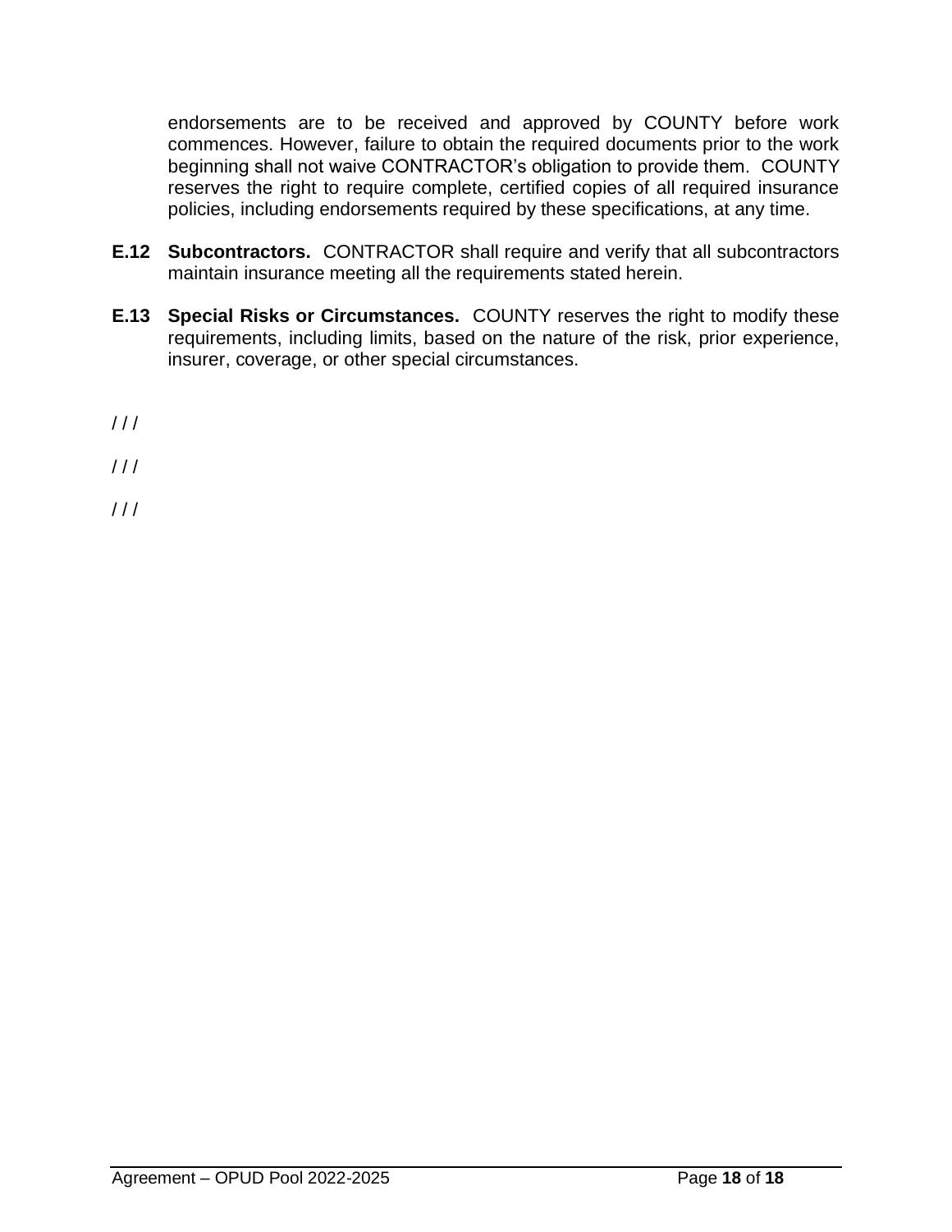endorsements are to be received and approved by COUNTY before work commences. However, failure to obtain the required documents prior to the work beginning shall not waive CONTRACTOR's obligation to provide them. COUNTY reserves the right to require complete, certified copies of all required insurance policies, including endorsements required by these specifications, at any time.

**E.12 Subcontractors.** CONTRACTOR shall require and verify that all subcontractors maintain insurance meeting all the requirements stated herein.

**E.13 Special Risks or Circumstances.** COUNTY reserves the right to modify these requirements, including limits, based on the nature of the risk, prior experience, insurer, coverage, or other special circumstances.

**/ / /**

**/ / /**

**/ / /**